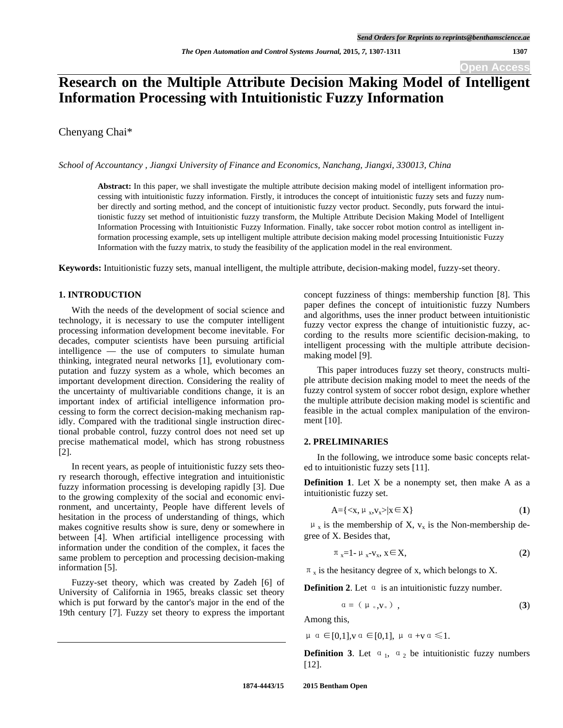# Research on the Multiple Attribute Decision Making Model of Intelligent Information Processing with Intuitionistic Fuzzy Information

Chenyang Chai*

*School of Accountancy , Jiangxi University of Finance and Economics, Nanchang, Jiangxi, 330013, China*

**Abstract:** In this paper, we shall investigate the multiple attribute decision making model of intelligent information processing with intuitionistic fuzzy information. Firstly, it introduces the concept of intuitionistic fuzzy sets and fuzzy number directly and sorting method, and the concept of intuitionistic fuzzy vector product. Secondly, puts forward the intuitionistic fuzzy set method of intuitionistic fuzzy transform, the Multiple Attribute Decision Making Model of Intelligent Information Processing with Intuitionistic Fuzzy Information. Finally, take soccer robot motion control as intelligent information processing example, sets up intelligent multiple attribute decision making model processing Intuitionistic Fuzzy Information with the fuzzy matrix, to study the feasibility of the application model in the real environment.

**Keywords:** Intuitionistic fuzzy sets, manual intelligent, the multiple attribute, decision-making model, fuzzy-set theory.

## 1. INTRODUCTION

With the needs of the development of social science and technology, it is necessary to use the computer intelligent processing information development become inevitable. For decades, computer scientists have been pursuing artificial intelligence — the use of computers to simulate human thinking, integrated neural networks [1], evolutionary computation and fuzzy system as a whole, which becomes an important development direction. Considering the reality of the uncertainty of multivariable conditions change, it is an important index of artificial intelligence information processing to form the correct decision-making mechanism rapidly. Compared with the traditional single instruction directional probable control, fuzzy control does not need set up precise mathematical model, which has strong robustness [2].

In recent years, as people of intuitionistic fuzzy sets theory research thorough, effective integration and intuitionistic fuzzy information processing is developing rapidly [3]. Due to the growing complexity of the social and economic environment, and uncertainty, People have different levels of hesitation in the process of understanding of things, which makes cognitive results show is sure, deny or somewhere in between [4]. When artificial intelligence processing with information under the condition of the complex, it faces the same problem to perception and processing decision-making information [5].

Fuzzy-set theory, which was created by Zadeh [6] of University of California in 1965, breaks classic set theory which is put forward by the cantor's major in the end of the 19th century [7]. Fuzzy set theory to express the important concept fuzziness of things: membership function [8]. This paper defines the concept of intuitionistic fuzzy Numbers and algorithms, uses the inner product between intuitionistic fuzzy vector express the change of intuitionistic fuzzy, according to the results more scientific decision-making, to intelligent processing with the multiple attribute decision-making model [9].

This paper introduces fuzzy set theory, constructs multiple attribute decision making model to meet the needs of the fuzzy control system of soccer robot design, explore whether the multiple attribute decision making model is scientific and feasible in the actual complex manipulation of the environment [10].

## 2. PRELIMINARIES

In the following, we introduce some basic concepts related to intuitionistic fuzzy sets [11].

**Definition 1**. Let X be a nonempty set, then make A as a intuitionistic fuzzy set.

$$A=\{<x, \mu_x, v_x>|x\in X\} \tag{1}$$

$\mu_x$ is the membership of X, $v_x$ is the Non-membership degree of X. Besides that,

$$\pi_x=1-\mu_x-v_x,\ x\in X, \tag{2}$$

$\pi_x$ is the hesitancy degree of x, which belongs to X.

**Definition 2**. Let $\alpha$ is an intuitionistic fuzzy number.

$$\alpha=(\mu_\alpha, v_\alpha), \tag{3}$$

Among this,

$\mu_\alpha\in[0,1], v_\alpha\in[0,1],\ \mu_\alpha+v_\alpha\leqslant 1.$

**Definition 3**. Let $\alpha_1$, $\alpha_2$ be intuitionistic fuzzy numbers [12].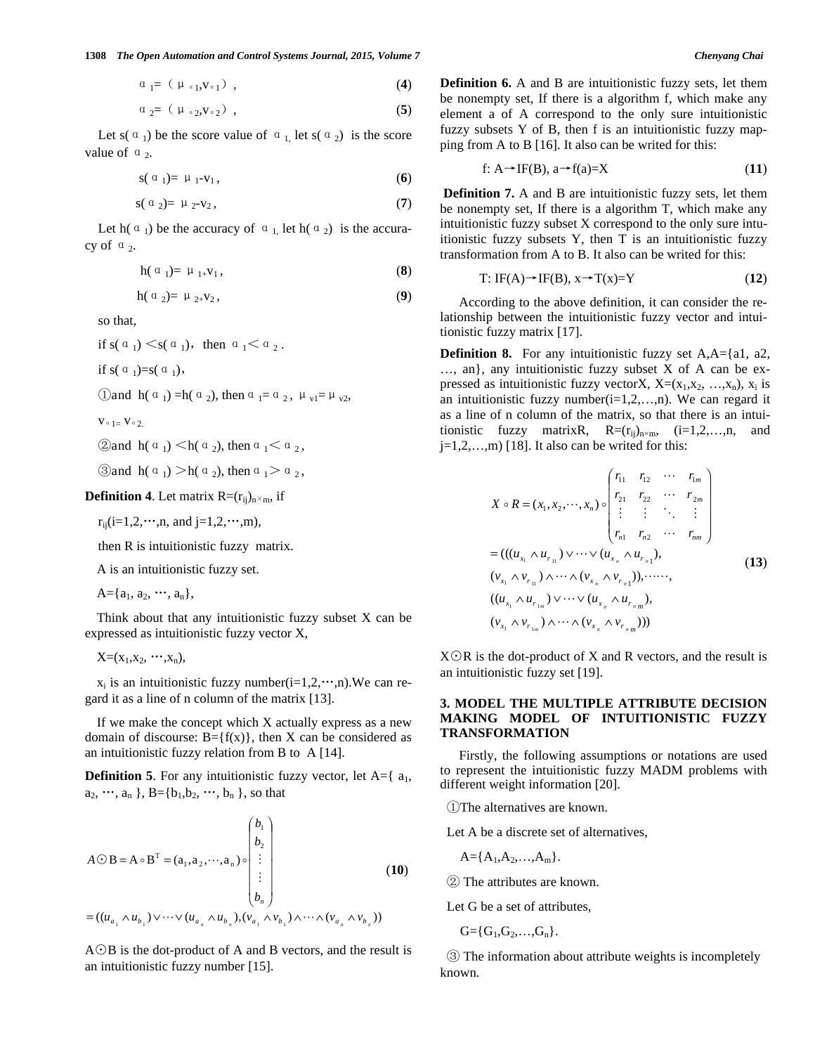$$\alpha_1 = (\mu_{\alpha 1}, v_{\alpha 1}), \tag{4}$$

$$\alpha_2 = (\mu_{\alpha 2}, v_{\alpha 2}), \tag{5}$$

Let s($\alpha_1$) be the score value of $\alpha_1$, let s($\alpha_2$) is the score value of $\alpha_2$.

$$s(\alpha_1) = \mu_1 - v_1, \tag{6}$$

$$s(\alpha_2) = \mu_2 - v_2, \tag{7}$$

Let h($\alpha_1$) be the accuracy of $\alpha_1$, let h($\alpha_2$) is the accuracy of $\alpha_2$.

$$h(\alpha_1) = \mu_1 + v_1, \tag{8}$$

$$h(\alpha_2) = \mu_2 + v_2, \tag{9}$$

so that,

if s($\alpha_1$) < s($\alpha_1$), then $\alpha_1 < \alpha_2$.

if s($\alpha_1$)=s($\alpha_1$),

①and h($\alpha_1$) =h($\alpha_2$), then $\alpha_1 = \alpha_2$, $\mu_{v1} = \mu_{v2}$,

$v_{\alpha 1} = v_{\alpha 2}$.

②and h($\alpha_1$) < h($\alpha_2$), then $\alpha_1 < \alpha_2$,

③and h($\alpha_1$) > h($\alpha_2$), then $\alpha_1 > \alpha_2$,

**Definition 4**. Let matrix $R=(r_{ij})_{n\times m}$, if

$r_{ij}$(i=1,2,⋯,n, and j=1,2,⋯,m),

then R is intuitionistic fuzzy matrix.

A is an intuitionistic fuzzy set.

A={$a_1$, $a_2$, ⋯, $a_n$},

Think about that any intuitionistic fuzzy subset X can be expressed as intuitionistic fuzzy vector X,

X=($x_1$,$x_2$, ⋯,$x_n$),

$x_i$ is an intuitionistic fuzzy number(i=1,2,⋯,n).We can regard it as a line of n column of the matrix [13].

If we make the concept which X actually express as a new domain of discourse: B={f(x)}, then X can be considered as an intuitionistic fuzzy relation from B to A [14].

**Definition 5**. For any intuitionistic fuzzy vector, let A={ $a_1$, $a_2$, ⋯, $a_n$ }, B={$b_1$,$b_2$, ⋯, $b_n$ }, so that

$$A \odot B = A \circ B^{T} = (a_1, a_2, \cdots, a_n) \circ \begin{pmatrix} b_1 \\ b_2 \\ \vdots \\ \vdots \\ b_n \end{pmatrix} \tag{10}$$
$$= ((u_{a_1} \wedge u_{b_1}) \vee \cdots \vee (u_{a_n} \wedge u_{b_n}), (v_{a_1} \wedge v_{b_1}) \wedge \cdots \wedge (v_{a_n} \wedge v_{b_n}))$$

A⊙B is the dot-product of A and B vectors, and the result is an intuitionistic fuzzy number [15].

**Definition 6.** A and B are intuitionistic fuzzy sets, let them be nonempty set, If there is a algorithm f, which make any element a of A correspond to the only sure intuitionistic fuzzy subsets Y of B, then f is an intuitionistic fuzzy mapping from A to B [16]. It also can be writed for this:

$$f: A \rightarrow IF(B),\ a \rightarrow f(a)=X \tag{11}$$

**Definition 7.** A and B are intuitionistic fuzzy sets, let them be nonempty set, If there is a algorithm T, which make any intuitionistic fuzzy subset X correspond to the only sure intuitionistic fuzzy subsets Y, then T is an intuitionistic fuzzy transformation from A to B. It also can be writed for this:

$$T: IF(A) \rightarrow IF(B),\ x \rightarrow T(x)=Y \tag{12}$$

According to the above definition, it can consider the relationship between the intuitionistic fuzzy vector and intuitionistic fuzzy matrix [17].

**Definition 8.** For any intuitionistic fuzzy set A,A={a1, a2, …, an}, any intuitionistic fuzzy subset X of A can be expressed as intuitionistic fuzzy vectorX, X=($x_1$,$x_2$, …,$x_n$), $x_i$ is an intuitionistic fuzzy number(i=1,2,…,n). We can regard it as a line of n column of the matrix, so that there is an intuitionistic fuzzy matrixR, $R=(r_{ij})_{n\times m}$, (i=1,2,…,n, and j=1,2,…,m) [18]. It also can be writed for this:

$$X \circ R = (x_1, x_2, \cdots, x_n) \circ \begin{pmatrix} r_{11} & r_{12} & \cdots & r_{1m} \\ r_{21} & r_{22} & \cdots & r_{2m} \\ \vdots & \vdots & \ddots & \vdots \\ r_{n1} & r_{n2} & \cdots & r_{nm} \end{pmatrix}$$
$$= (((u_{x_1} \wedge u_{r_{11}}) \vee \cdots \vee (u_{x_n} \wedge u_{r_{n1}}),$$
$$(v_{x_1} \wedge v_{r_{11}}) \wedge \cdots \wedge (v_{x_n} \wedge v_{r_{n1}})), \cdots\cdots, \tag{13}$$
$$((u_{x_1} \wedge u_{r_{1m}}) \vee \cdots \vee (u_{x_n} \wedge u_{r_{nm}}),$$
$$(v_{x_1} \wedge v_{r_{1m}}) \wedge \cdots \wedge (v_{x_n} \wedge v_{r_{nm}})))$$

X⊙R is the dot-product of X and R vectors, and the result is an intuitionistic fuzzy set [19].

## 3. MODEL THE MULTIPLE ATTRIBUTE DECISION MAKING MODEL OF INTUITIONISTIC FUZZY TRANSFORMATION

Firstly, the following assumptions or notations are used to represent the intuitionistic fuzzy MADM problems with different weight information [20].

①The alternatives are known.

Let A be a discrete set of alternatives,

A={$A_1$,$A_2$,…,$A_m$}.

② The attributes are known.

Let G be a set of attributes,

G={$G_1$,$G_2$,…,$G_n$}.

③ The information about attribute weights is incompletely known.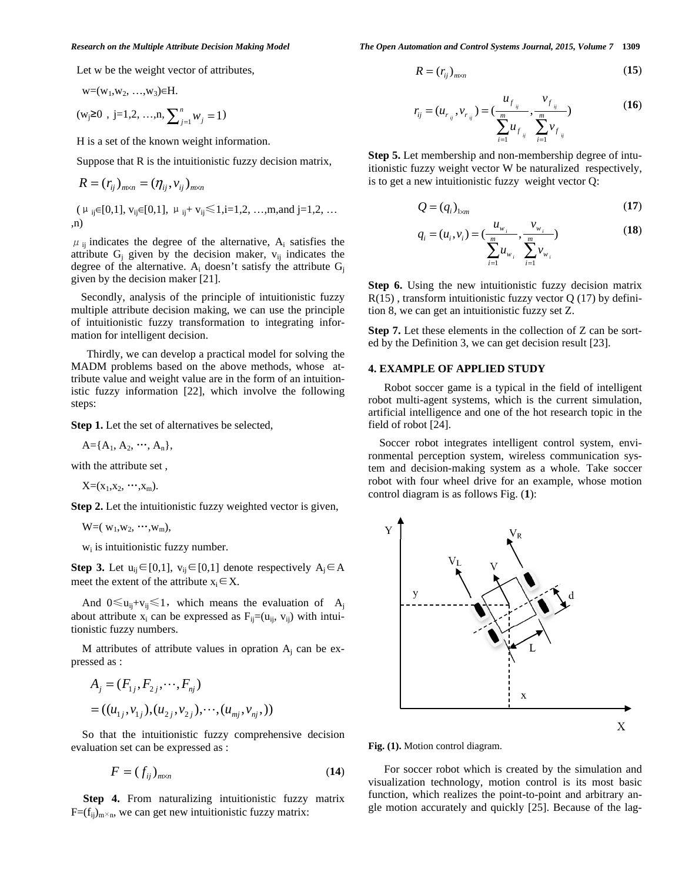Let w be the weight vector of attributes,

w=($w_1$,$w_2$, …,$w_3$)∈H.

($w_j$≥0，j=1,2, …,n, $\sum_{j=1}^{n} w_j = 1$)

H is a set of the known weight information.

Suppose that R is the intuitionistic fuzzy decision matrix,

$$R = (r_{ij})_{m\times n} = (\eta_{ij}, v_{ij})_{m\times n}$$

($\mu_{ij}$∈[0,1], $v_{ij}$∈[0,1], $\mu_{ij}$+ $v_{ij}$≤1,i=1,2, …,m,and j=1,2, …,n)

$\mu_{ij}$ indicates the degree of the alternative, $A_i$ satisfies the attribute $G_j$ given by the decision maker, $v_{ij}$ indicates the degree of the alternative. $A_i$ doesn't satisfy the attribute $G_j$ given by the decision maker [21].

Secondly, analysis of the principle of intuitionistic fuzzy multiple attribute decision making, we can use the principle of intuitionistic fuzzy transformation to integrating information for intelligent decision.

Thirdly, we can develop a practical model for solving the MADM problems based on the above methods, whose attribute value and weight value are in the form of an intuitionistic fuzzy information [22], which involve the following steps:

**Step 1.** Let the set of alternatives be selected,

A={$A_1$, $A_2$, ⋯, $A_n$},

with the attribute set ,

X=($x_1$,$x_2$, ⋯,$x_m$).

**Step 2.** Let the intuitionistic fuzzy weighted vector is given,

W=( $w_1$,$w_2$, ⋯,$w_m$),

$w_i$ is intuitionistic fuzzy number.

**Step 3.** Let $u_{ij}$∈[0,1], $v_{ij}$∈[0,1] denote respectively $A_j$∈A meet the extent of the attribute $x_i$∈X.

And 0≤$u_{ij}$+$v_{ij}$≤1，which means the evaluation of $A_j$ about attribute $x_i$ can be expressed as $F_{ij}$=($u_{ij}$, $v_{ij}$) with intuitionistic fuzzy numbers.

M attributes of attribute values in opration $A_j$ can be expressed as :

$$\begin{aligned} A_j &= (F_{1j}, F_{2j}, \cdots, F_{nj}) \\ &= ((u_{1j}, v_{1j}), (u_{2j}, v_{2j}), \cdots, (u_{mj}, v_{nj},)) \end{aligned}$$

So that the intuitionistic fuzzy comprehensive decision evaluation set can be expressed as :

$$F = (f_{ij})_{m\times n} \quad (14)$$

**Step 4.** From naturalizing intuitionistic fuzzy matrix F=$(f_{ij})_{m\times n}$, we can get new intuitionistic fuzzy matrix:

$$R = (r_{ij})_{m\times n} \quad (15)$$

$$r_{ij} = (u_{r_{ij}}, v_{r_{ij}}) = \left(\frac{u_{f_{ij}}}{\sum_{i=1}^{m} u_{f_{ij}}}, \frac{v_{f_{ij}}}{\sum_{i=1}^{m} v_{f_{ij}}}\right) \quad (16)$$

**Step 5.** Let membership and non-membership degree of intuitionistic fuzzy weight vector W be naturalized respectively, is to get a new intuitionistic fuzzy weight vector Q:

$$Q = (q_i)_{1\times m} \quad (17)$$

$$q_i = (u_i, v_i) = \left(\frac{u_{w_i}}{\sum_{i=1}^{m} u_{w_i}}, \frac{v_{w_i}}{\sum_{i=1}^{m} v_{w_i}}\right) \quad (18)$$

**Step 6.** Using the new intuitionistic fuzzy decision matrix R(15) , transform intuitionistic fuzzy vector Q (17) by definition 8, we can get an intuitionistic fuzzy set Z.

**Step 7.** Let these elements in the collection of Z can be sorted by the Definition 3, we can get decision result [23].

## 4. EXAMPLE OF APPLIED STUDY

Robot soccer game is a typical in the field of intelligent robot multi-agent systems, which is the current simulation, artificial intelligence and one of the hot research topic in the field of robot [24].

Soccer robot integrates intelligent control system, environmental perception system, wireless communication system and decision-making system as a whole. Take soccer robot with four wheel drive for an example, whose motion control diagram is as follows Fig. (**1**):

**Fig. (1).** Motion control diagram.

For soccer robot which is created by the simulation and visualization technology, motion control is its most basic function, which realizes the point-to-point and arbitrary angle motion accurately and quickly [25]. Because of the lag-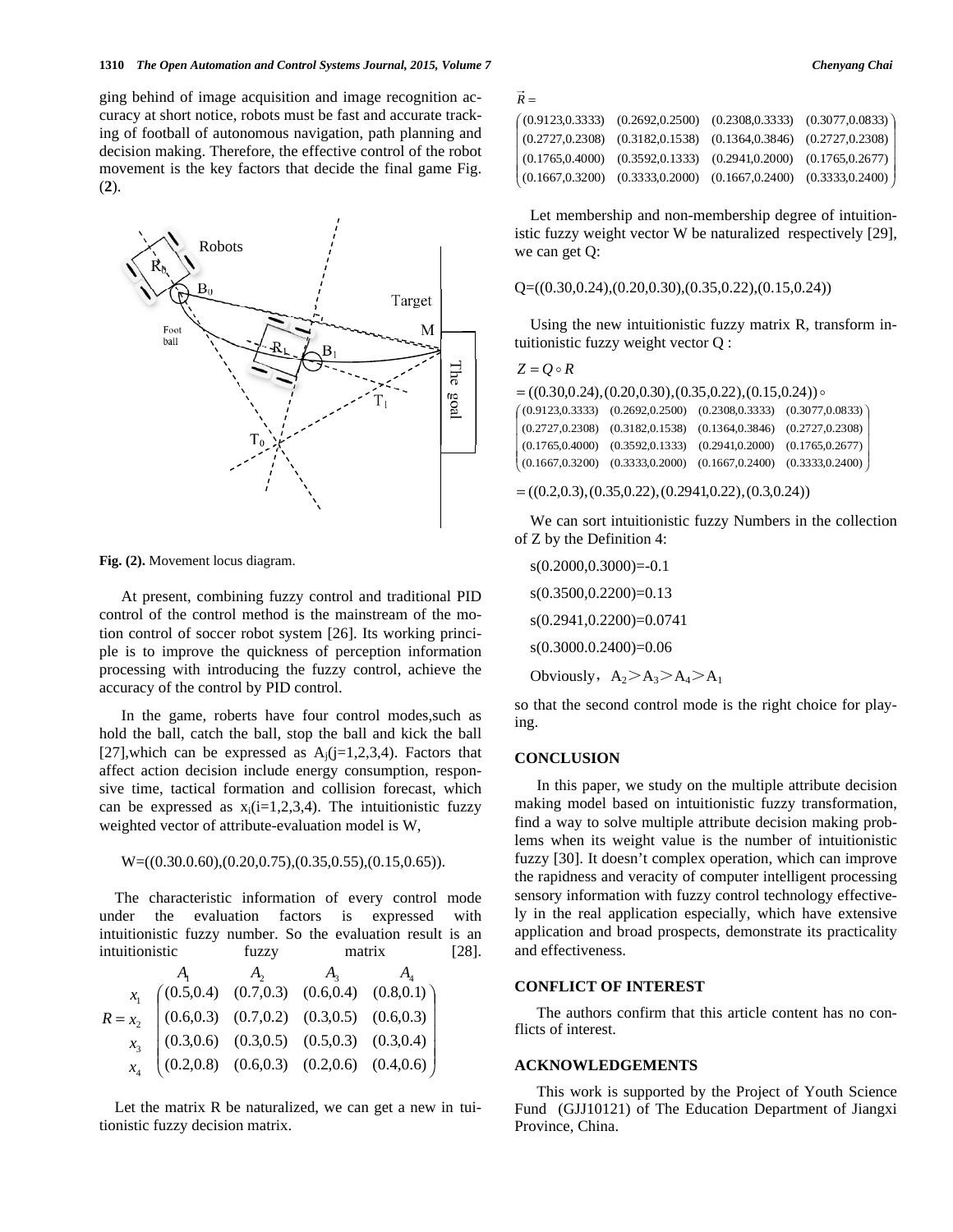ging behind of image acquisition and image recognition accuracy at short notice, robots must be fast and accurate tracking of football of autonomous navigation, path planning and decision making. Therefore, the effective control of the robot movement is the key factors that decide the final game Fig. (**2**).

**Fig. (2).** Movement locus diagram.

At present, combining fuzzy control and traditional PID control of the control method is the mainstream of the motion control of soccer robot system [26]. Its working principle is to improve the quickness of perception information processing with introducing the fuzzy control, achieve the accuracy of the control by PID control.

In the game, roberts have four control modes,such as hold the ball, catch the ball, stop the ball and kick the ball [27],which can be expressed as $A_j(j=1,2,3,4)$. Factors that affect action decision include energy consumption, responsive time, tactical formation and collision forecast, which can be expressed as $x_i(i=1,2,3,4)$. The intuitionistic fuzzy weighted vector of attribute-evaluation model is W,

W=((0.30.0.60),(0.20,0.75),(0.35,0.55),(0.15,0.65)).

The characteristic information of every control mode under the evaluation factors is expressed with intuitionistic fuzzy number. So the evaluation result is an intuitionistic fuzzy matrix [28].

$$R = \begin{array}{c} \\ x_1 \\ x_2 \\ x_3 \\ x_4 \end{array} \begin{array}{c} \begin{array}{cccc} A_1 & A_2 & A_3 & A_4 \end{array} \\ \begin{pmatrix} (0.5,0.4) & (0.7,0.3) & (0.6,0.4) & (0.8,0.1) \\ (0.6,0.3) & (0.7,0.2) & (0.3,0.5) & (0.6,0.3) \\ (0.3,0.6) & (0.3,0.5) & (0.5,0.3) & (0.3,0.4) \\ (0.2,0.8) & (0.6,0.3) & (0.2,0.6) & (0.4,0.6) \end{pmatrix} \end{array}$$

Let the matrix R be naturalized, we can get a new in tuitionistic fuzzy decision matrix.

$$\vec{R} = \begin{pmatrix} (0.9123,0.3333) & (0.2692,0.2500) & (0.2308,0.3333) & (0.3077,0.0833) \\ (0.2727,0.2308) & (0.3182,0.1538) & (0.1364,0.3846) & (0.2727,0.2308) \\ (0.1765,0.4000) & (0.3592,0.1333) & (0.2941,0.2000) & (0.1765,0.2677) \\ (0.1667,0.3200) & (0.3333,0.2000) & (0.1667,0.2400) & (0.3333,0.2400) \end{pmatrix}$$

Let membership and non-membership degree of intuitionistic fuzzy weight vector W be naturalized respectively [29], we can get Q:

Q=((0.30,0.24),(0.20,0.30),(0.35,0.22),(0.15,0.24))

Using the new intuitionistic fuzzy matrix R, transform intuitionistic fuzzy weight vector Q :

$$Z = Q \circ R$$

$$= ((0.30,0.24),(0.20,0.30),(0.35,0.22),(0.15,0.24)) \circ \begin{pmatrix} (0.9123,0.3333) & (0.2692,0.2500) & (0.2308,0.3333) & (0.3077,0.0833) \\ (0.2727,0.2308) & (0.3182,0.1538) & (0.1364,0.3846) & (0.2727,0.2308) \\ (0.1765,0.4000) & (0.3592,0.1333) & (0.2941,0.2000) & (0.1765,0.2677) \\ (0.1667,0.3200) & (0.3333,0.2000) & (0.1667,0.2400) & (0.3333,0.2400) \end{pmatrix}$$

$$= ((0.2,0.3),(0.35,0.22),(0.2941,0.22),(0.3,0.24))$$

We can sort intuitionistic fuzzy Numbers in the collection of Z by the Definition 4:

s(0.2000,0.3000)=-0.1

s(0.3500,0.2200)=0.13

s(0.2941,0.2200)=0.0741

s(0.3000.0.2400)=0.06

Obviously，$A_2 > A_3 > A_4 > A_1$

so that the second control mode is the right choice for playing.

## CONCLUSION

In this paper, we study on the multiple attribute decision making model based on intuitionistic fuzzy transformation, find a way to solve multiple attribute decision making problems when its weight value is the number of intuitionistic fuzzy [30]. It doesn't complex operation, which can improve the rapidness and veracity of computer intelligent processing sensory information with fuzzy control technology effectively in the real application especially, which have extensive application and broad prospects, demonstrate its practicality and effectiveness.

## CONFLICT OF INTEREST

The authors confirm that this article content has no conflicts of interest.

## ACKNOWLEDGEMENTS

This work is supported by the Project of Youth Science Fund (GJJ10121) of The Education Department of Jiangxi Province, China.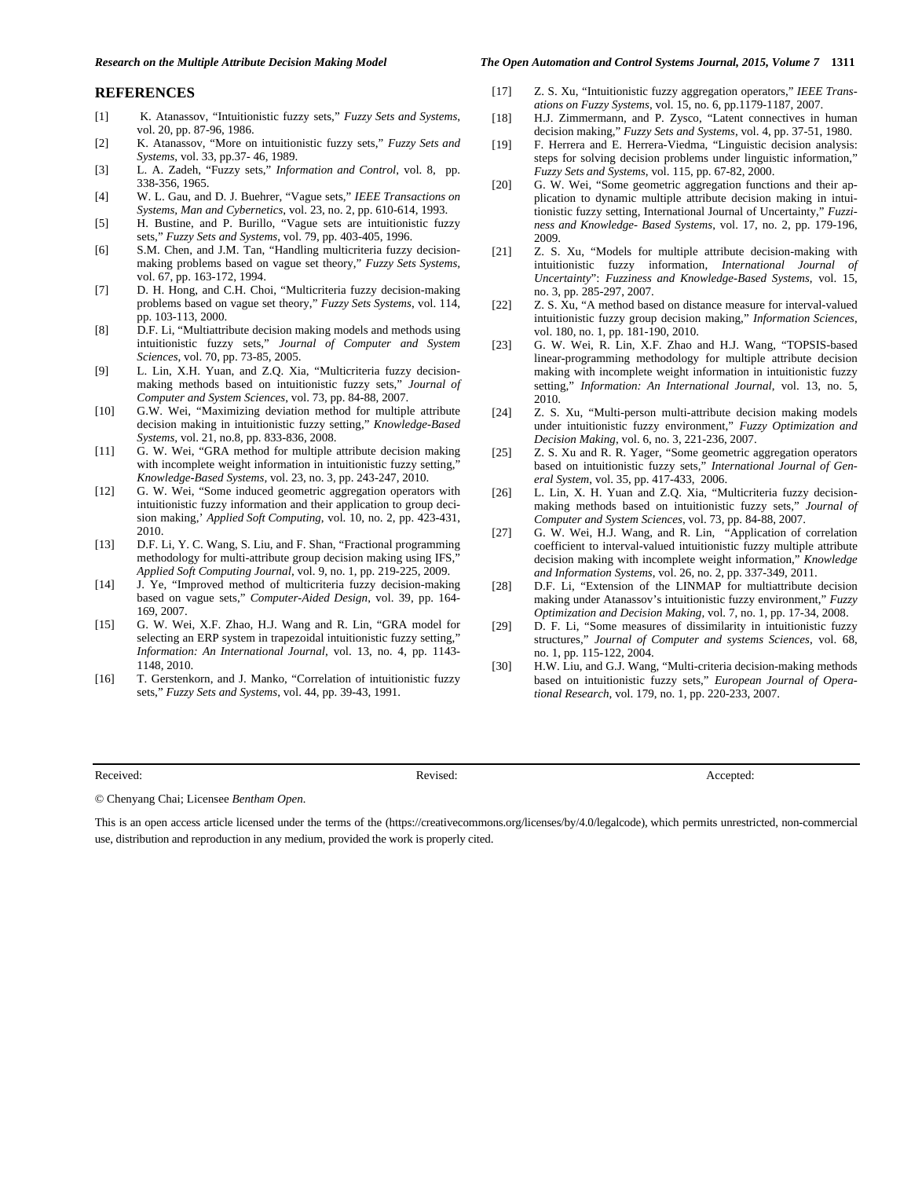## REFERENCES

[1] K. Atanassov, "Intuitionistic fuzzy sets," *Fuzzy Sets and Systems*, vol. 20, pp. 87-96, 1986.

[2] K. Atanassov, "More on intuitionistic fuzzy sets," *Fuzzy Sets and Systems*, vol. 33, pp.37- 46, 1989.

[3] L. A. Zadeh, "Fuzzy sets," *Information and Control*, vol. 8, pp. 338-356, 1965.

[4] W. L. Gau, and D. J. Buehrer, "Vague sets," *IEEE Transactions on Systems, Man and Cybernetics*, vol. 23, no. 2, pp. 610-614, 1993.

[5] H. Bustine, and P. Burillo, "Vague sets are intuitionistic fuzzy sets," *Fuzzy Sets and Systems*, vol. 79, pp. 403-405, 1996.

[6] S.M. Chen, and J.M. Tan, "Handling multicriteria fuzzy decision-making problems based on vague set theory," *Fuzzy Sets Systems*, vol. 67, pp. 163-172, 1994.

[7] D. H. Hong, and C.H. Choi, "Multicriteria fuzzy decision-making problems based on vague set theory," *Fuzzy Sets Systems*, vol. 114, pp. 103-113, 2000.

[8] D.F. Li, "Multiattribute decision making models and methods using intuitionistic fuzzy sets," *Journal of Computer and System Sciences*, vol. 70, pp. 73-85, 2005.

[9] L. Lin, X.H. Yuan, and Z.Q. Xia, "Multicriteria fuzzy decision-making methods based on intuitionistic fuzzy sets," *Journal of Computer and System Sciences*, vol. 73, pp. 84-88, 2007.

[10] G.W. Wei, "Maximizing deviation method for multiple attribute decision making in intuitionistic fuzzy setting," *Knowledge-Based Systems*, vol. 21, no.8, pp. 833-836, 2008.

[11] G. W. Wei, "GRA method for multiple attribute decision making with incomplete weight information in intuitionistic fuzzy setting," *Knowledge-Based Systems*, vol. 23, no. 3, pp. 243-247, 2010.

[12] G. W. Wei, "Some induced geometric aggregation operators with intuitionistic fuzzy information and their application to group decision making,' *Applied Soft Computing*, vol. 10, no. 2, pp. 423-431, 2010.

[13] D.F. Li, Y. C. Wang, S. Liu, and F. Shan, "Fractional programming methodology for multi-attribute group decision making using IFS," *Applied Soft Computing Journal*, vol. 9, no. 1, pp. 219-225, 2009.

[14] J. Ye, "Improved method of multicriteria fuzzy decision-making based on vague sets," *Computer-Aided Design*, vol. 39, pp. 164-169, 2007.

[15] G. W. Wei, X.F. Zhao, H.J. Wang and R. Lin, "GRA model for selecting an ERP system in trapezoidal intuitionistic fuzzy setting," *Information: An International Journal*, vol. 13, no. 4, pp. 1143-1148, 2010.

[16] T. Gerstenkorn, and J. Manko, "Correlation of intuitionistic fuzzy sets," *Fuzzy Sets and Systems*, vol. 44, pp. 39-43, 1991.

[17] Z. S. Xu, "Intuitionistic fuzzy aggregation operators," *IEEE Transactions on Fuzzy Systems*, vol. 15, no. 6, pp.1179-1187, 2007.

[18] H.J. Zimmermann, and P. Zysco, "Latent connectives in human decision making," *Fuzzy Sets and Systems*, vol. 4, pp. 37-51, 1980.

[19] F. Herrera and E. Herrera-Viedma, "Linguistic decision analysis: steps for solving decision problems under linguistic information," *Fuzzy Sets and Systems*, vol. 115, pp. 67-82, 2000.

[20] G. W. Wei, "Some geometric aggregation functions and their application to dynamic multiple attribute decision making in intuitionistic fuzzy setting, International Journal of Uncertainty," *Fuzziness and Knowledge- Based Systems*, vol. 17, no. 2, pp. 179-196, 2009.

[21] Z. S. Xu, "Models for multiple attribute decision-making with intuitionistic fuzzy information, *International Journal of Uncertainty*": *Fuzziness and Knowledge-Based Systems*, vol. 15, no. 3, pp. 285-297, 2007.

[22] Z. S. Xu, "A method based on distance measure for interval-valued intuitionistic fuzzy group decision making," *Information Sciences*, vol. 180, no. 1, pp. 181-190, 2010.

[23] G. W. Wei, R. Lin, X.F. Zhao and H.J. Wang, "TOPSIS-based linear-programming methodology for multiple attribute decision making with incomplete weight information in intuitionistic fuzzy setting," *Information: An International Journal*, vol. 13, no. 5, 2010.

[24] Z. S. Xu, "Multi-person multi-attribute decision making models under intuitionistic fuzzy environment," *Fuzzy Optimization and Decision Making*, vol. 6, no. 3, 221-236, 2007.

[25] Z. S. Xu and R. R. Yager, "Some geometric aggregation operators based on intuitionistic fuzzy sets," *International Journal of General System*, vol. 35, pp. 417-433, 2006.

[26] L. Lin, X. H. Yuan and Z.Q. Xia, "Multicriteria fuzzy decision-making methods based on intuitionistic fuzzy sets," *Journal of Computer and System Sciences*, vol. 73, pp. 84-88, 2007.

[27] G. W. Wei, H.J. Wang, and R. Lin, "Application of correlation coefficient to interval-valued intuitionistic fuzzy multiple attribute decision making with incomplete weight information," *Knowledge and Information Systems*, vol. 26, no. 2, pp. 337-349, 2011.

[28] D.F. Li, "Extension of the LINMAP for multiattribute decision making under Atanassov's intuitionistic fuzzy environment," *Fuzzy Optimization and Decision Making*, vol. 7, no. 1, pp. 17-34, 2008.

[29] D. F. Li, "Some measures of dissimilarity in intuitionistic fuzzy structures," *Journal of Computer and systems Sciences*, vol. 68, no. 1, pp. 115-122, 2004.

[30] H.W. Liu, and G.J. Wang, "Multi-criteria decision-making methods based on intuitionistic fuzzy sets," *European Journal of Operational Research*, vol. 179, no. 1, pp. 220-233, 2007.

Received: Revised: Accepted:

© Chenyang Chai; Licensee *Bentham Open*.

This is an open access article licensed under the terms of the (https://creativecommons.org/licenses/by/4.0/legalcode), which permits unrestricted, non-commercial use, distribution and reproduction in any medium, provided the work is properly cited.